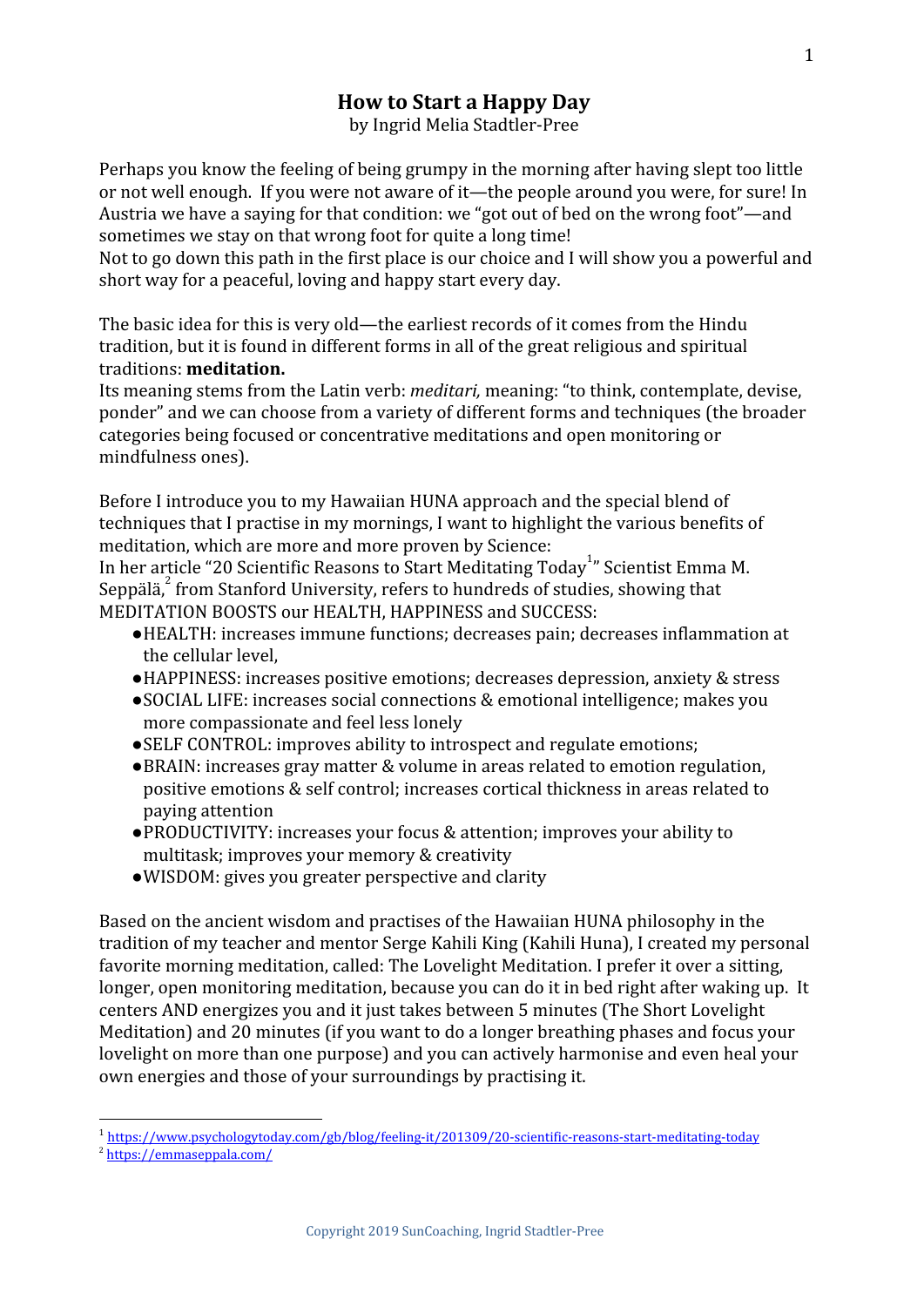# How to Start a Happy Day

by Ingrid Melia Stadtler-Pree

Perhaps you know the feeling of being grumpy in the morning after having slept too little or not well enough. If you were not aware of it—the people around you were, for sure! In Austria we have a saying for that condition: we "got out of bed on the wrong foot"—and sometimes we stay on that wrong foot for quite a long time!
Not to go down this path in the first place is our choice and I will show you a powerful and short way for a peaceful, loving and happy start every day.

The basic idea for this is very old—the earliest records of it comes from the Hindu tradition, but it is found in different forms in all of the great religious and spiritual traditions: **meditation.**
Its meaning stems from the Latin verb: *meditari,* meaning: "to think, contemplate, devise, ponder" and we can choose from a variety of different forms and techniques (the broader categories being focused or concentrative meditations and open monitoring or mindfulness ones).

Before I introduce you to my Hawaiian HUNA approach and the special blend of techniques that I practise in my mornings, I want to highlight the various benefits of meditation, which are more and more proven by Science:
In her article "20 Scientific Reasons to Start Meditating Today[1]" Scientist Emma M. Seppälä,[2] from Stanford University, refers to hundreds of studies, showing that MEDITATION BOOSTS our HEALTH, HAPPINESS and SUCCESS:

- HEALTH: increases immune functions; decreases pain; decreases inflammation at the cellular level,
- HAPPINESS: increases positive emotions; decreases depression, anxiety & stress
- SOCIAL LIFE: increases social connections & emotional intelligence; makes you more compassionate and feel less lonely
- SELF CONTROL: improves ability to introspect and regulate emotions;
- BRAIN: increases gray matter & volume in areas related to emotion regulation, positive emotions & self control; increases cortical thickness in areas related to paying attention
- PRODUCTIVITY: increases your focus & attention; improves your ability to multitask; improves your memory & creativity
- WISDOM: gives you greater perspective and clarity

Based on the ancient wisdom and practises of the Hawaiian HUNA philosophy in the tradition of my teacher and mentor Serge Kahili King (Kahili Huna), I created my personal favorite morning meditation, called: The Lovelight Meditation. I prefer it over a sitting, longer, open monitoring meditation, because you can do it in bed right after waking up. It centers AND energizes you and it just takes between 5 minutes (The Short Lovelight Meditation) and 20 minutes (if you want to do a longer breathing phases and focus your lovelight on more than one purpose) and you can actively harmonise and even heal your own energies and those of your surroundings by practising it.

---

[1] https://www.psychologytoday.com/gb/blog/feeling-it/201309/20-scientific-reasons-start-meditating-today
[2] https://emmaseppala.com/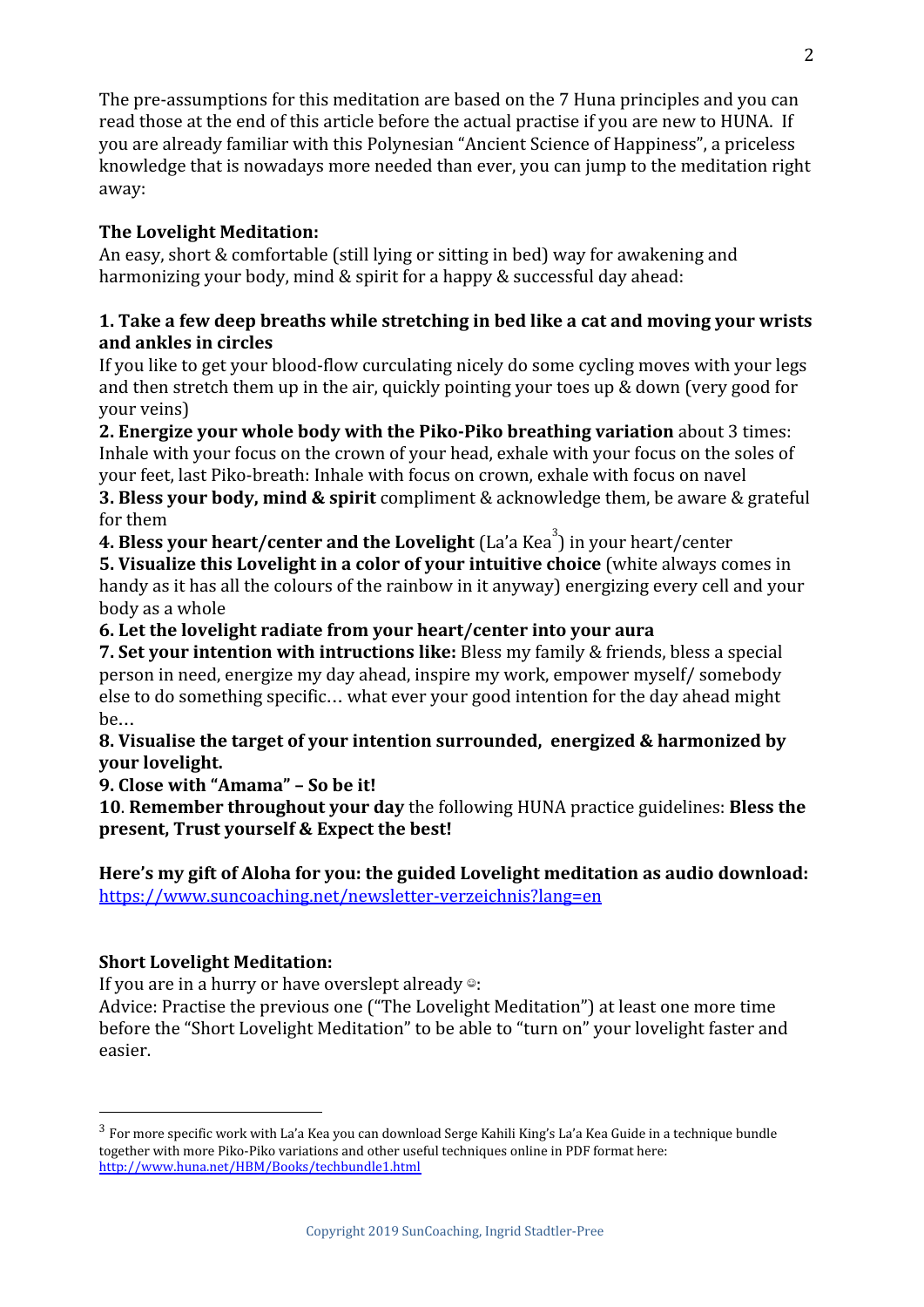The pre-assumptions for this meditation are based on the 7 Huna principles and you can read those at the end of this article before the actual practise if you are new to HUNA. If you are already familiar with this Polynesian "Ancient Science of Happiness", a priceless knowledge that is nowadays more needed than ever, you can jump to the meditation right away:

**The Lovelight Meditation:**

An easy, short & comfortable (still lying or sitting in bed) way for awakening and harmonizing your body, mind & spirit for a happy & successful day ahead:

**1. Take a few deep breaths while stretching in bed like a cat and moving your wrists and ankles in circles**

If you like to get your blood-flow curculating nicely do some cycling moves with your legs and then stretch them up in the air, quickly pointing your toes up & down (very good for your veins)

**2. Energize your whole body with the Piko-Piko breathing variation** about 3 times: Inhale with your focus on the crown of your head, exhale with your focus on the soles of your feet, last Piko-breath: Inhale with focus on crown, exhale with focus on navel

**3. Bless your body, mind & spirit** compliment & acknowledge them, be aware & grateful for them

**4. Bless your heart/center and the Lovelight** (La'a Kea[3]) in your heart/center

**5. Visualize this Lovelight in a color of your intuitive choice** (white always comes in handy as it has all the colours of the rainbow in it anyway) energizing every cell and your body as a whole

**6. Let the lovelight radiate from your heart/center into your aura**

**7. Set your intention with intructions like:** Bless my family & friends, bless a special person in need, energize my day ahead, inspire my work, empower myself/ somebody else to do something specific… what ever your good intention for the day ahead might be…

**8. Visualise the target of your intention surrounded, energized & harmonized by your lovelight.**

**9. Close with "Amama" – So be it!**

**10**. **Remember throughout your day** the following HUNA practice guidelines: **Bless the present, Trust yourself & Expect the best!**

**Here's my gift of Aloha for you: the guided Lovelight meditation as audio download:**
https://www.suncoaching.net/newsletter-verzeichnis?lang=en

**Short Lovelight Meditation:**

If you are in a hurry or have overslept already ☺:

Advice: Practise the previous one ("The Lovelight Meditation") at least one more time before the "Short Lovelight Meditation" to be able to "turn on" your lovelight faster and easier.

---

[3] For more specific work with La'a Kea you can download Serge Kahili King's La'a Kea Guide in a technique bundle together with more Piko-Piko variations and other useful techniques online in PDF format here: http://www.huna.net/HBM/Books/techbundle1.html

Copyright 2019 SunCoaching, Ingrid Stadtler-Pree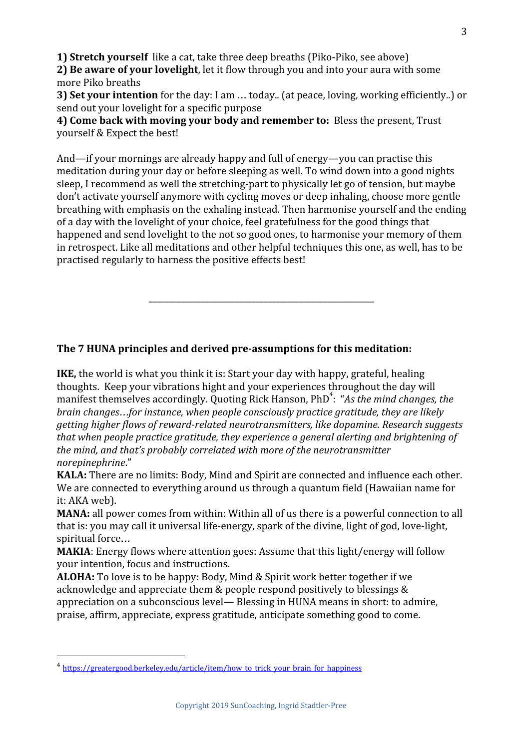**1) Stretch yourself** like a cat, take three deep breaths (Piko-Piko, see above)
**2) Be aware of your lovelight**, let it flow through you and into your aura with some more Piko breaths
**3) Set your intention** for the day: I am … today.. (at peace, loving, working efficiently..) or send out your lovelight for a specific purpose
**4) Come back with moving your body and remember to:** Bless the present, Trust yourself & Expect the best!

And—if your mornings are already happy and full of energy—you can practise this meditation during your day or before sleeping as well. To wind down into a good nights sleep, I recommend as well the stretching-part to physically let go of tension, but maybe don't activate yourself anymore with cycling moves or deep inhaling, choose more gentle breathing with emphasis on the exhaling instead. Then harmonise yourself and the ending of a day with the lovelight of your choice, feel gratefulness for the good things that happened and send lovelight to the not so good ones, to harmonise your memory of them in retrospect. Like all meditations and other helpful techniques this one, as well, has to be practised regularly to harness the positive effects best!

---

### The 7 HUNA principles and derived pre-assumptions for this meditation:

**IKE,** the world is what you think it is: Start your day with happy, grateful, healing thoughts. Keep your vibrations hight and your experiences throughout the day will manifest themselves accordingly. Quoting Rick Hanson, PhD[4]: "*As the mind changes, the brain changes…for instance, when people consciously practice gratitude, they are likely getting higher flows of reward-related neurotransmitters, like dopamine. Research suggests that when people practice gratitude, they experience a general alerting and brightening of the mind, and that's probably correlated with more of the neurotransmitter norepinephrine*."
**KALA:** There are no limits: Body, Mind and Spirit are connected and influence each other. We are connected to everything around us through a quantum field (Hawaiian name for it: AKA web).
**MANA:** all power comes from within: Within all of us there is a powerful connection to all that is: you may call it universal life-energy, spark of the divine, light of god, love-light, spiritual force…
**MAKIA**: Energy flows where attention goes: Assume that this light/energy will follow your intention, focus and instructions.
**ALOHA:** To love is to be happy: Body, Mind & Spirit work better together if we acknowledge and appreciate them & people respond positively to blessings & appreciation on a subconscious level— Blessing in HUNA means in short: to admire, praise, affirm, appreciate, express gratitude, anticipate something good to come.

---

[4] https://greatergood.berkeley.edu/article/item/how_to_trick_your_brain_for_happiness

Copyright 2019 SunCoaching, Ingrid Stadtler-Pree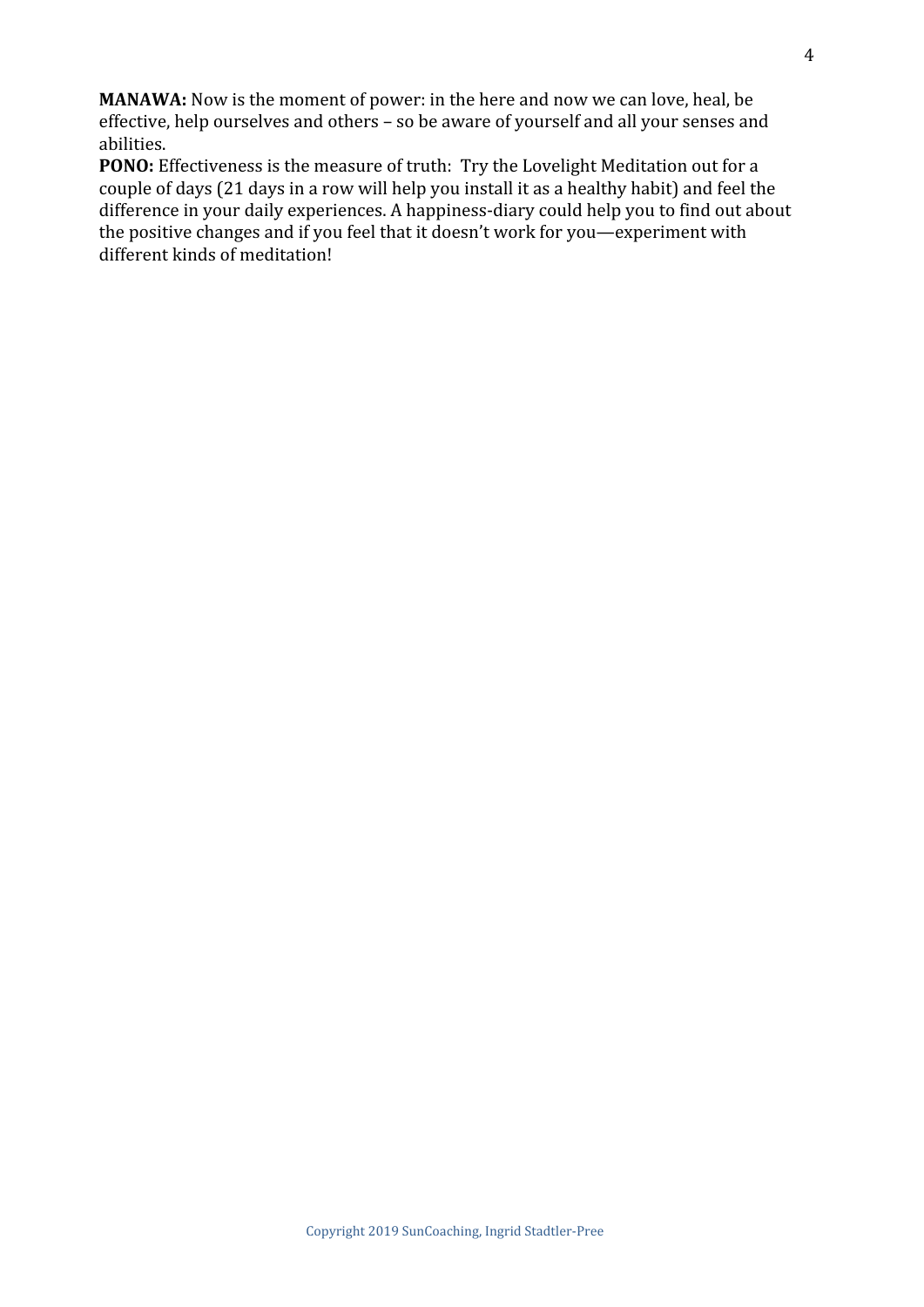**MANAWA:** Now is the moment of power: in the here and now we can love, heal, be effective, help ourselves and others – so be aware of yourself and all your senses and abilities.

**PONO:** Effectiveness is the measure of truth: Try the Lovelight Meditation out for a couple of days (21 days in a row will help you install it as a healthy habit) and feel the difference in your daily experiences. A happiness-diary could help you to find out about the positive changes and if you feel that it doesn't work for you—experiment with different kinds of meditation!